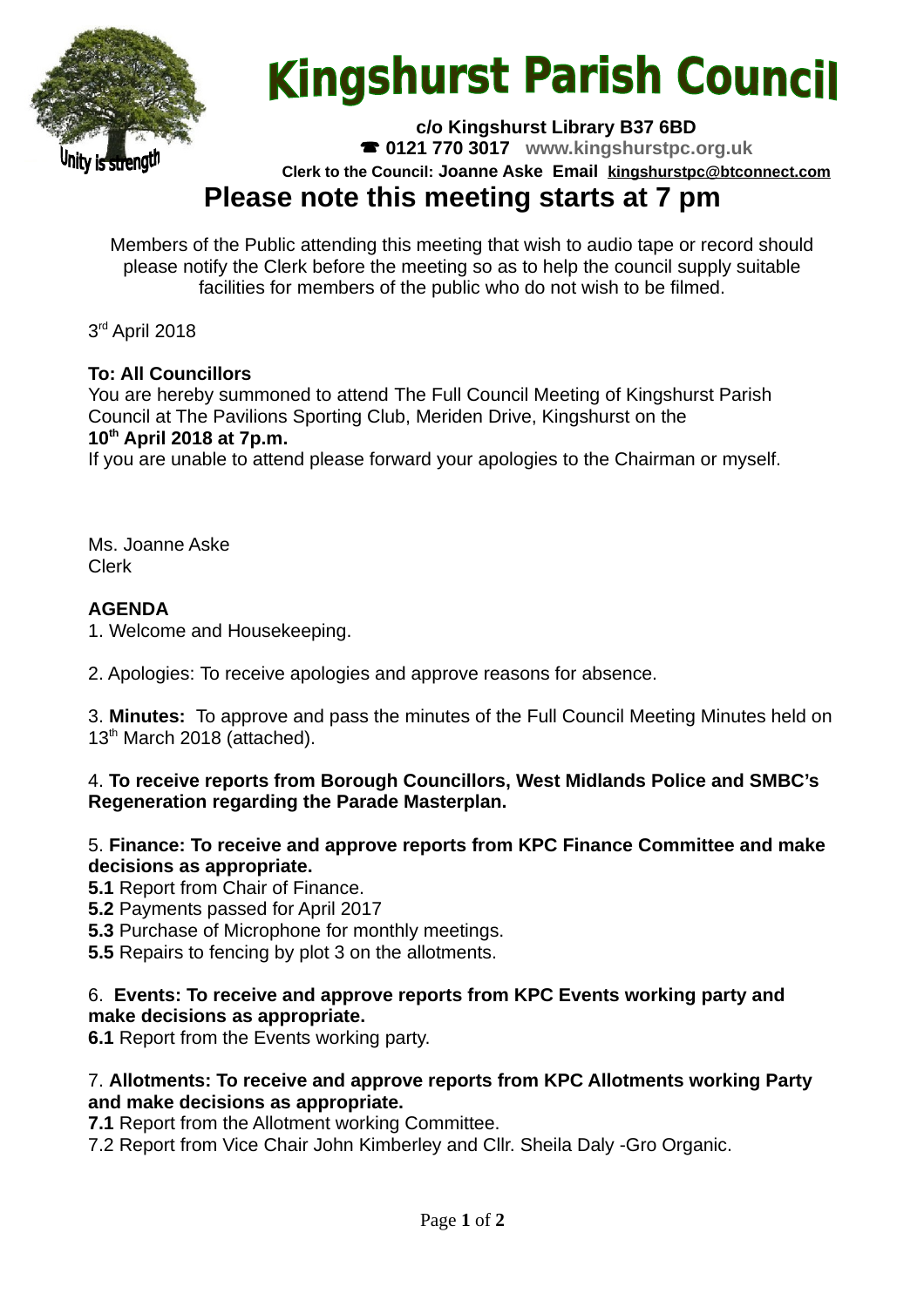# Kingshurst Parish Council

Unity is strength

**c/o Kingshurst Library B37 6BD**
☎ **0121 770 3017** **www.kingshurstpc.org.uk**
**Clerk to the Council: Joanne Aske Email kingshurstpc@btconnect.com**

## Please note this meeting starts at 7 pm

Members of the Public attending this meeting that wish to audio tape or record should please notify the Clerk before the meeting so as to help the council supply suitable facilities for members of the public who do not wish to be filmed.

3rd April 2018

**To: All Councillors**
You are hereby summoned to attend The Full Council Meeting of Kingshurst Parish Council at The Pavilions Sporting Club, Meriden Drive, Kingshurst on the
**10th April 2018 at 7p.m.**
If you are unable to attend please forward your apologies to the Chairman or myself.

Ms. Joanne Aske
Clerk

**AGENDA**

1. Welcome and Housekeeping.

2. Apologies: To receive apologies and approve reasons for absence.

3. **Minutes:** To approve and pass the minutes of the Full Council Meeting Minutes held on 13th March 2018 (attached).

4. **To receive reports from Borough Councillors, West Midlands Police and SMBC's Regeneration regarding the Parade Masterplan.**

5. **Finance: To receive and approve reports from KPC Finance Committee and make decisions as appropriate.**
**5.1** Report from Chair of Finance.
**5.2** Payments passed for April 2017
**5.3** Purchase of Microphone for monthly meetings.
**5.5** Repairs to fencing by plot 3 on the allotments.

6. **Events: To receive and approve reports from KPC Events working party and make decisions as appropriate.**
**6.1** Report from the Events working party.

7. **Allotments: To receive and approve reports from KPC Allotments working Party and make decisions as appropriate.**
**7.1** Report from the Allotment working Committee.
7.2 Report from Vice Chair John Kimberley and Cllr. Sheila Daly -Gro Organic.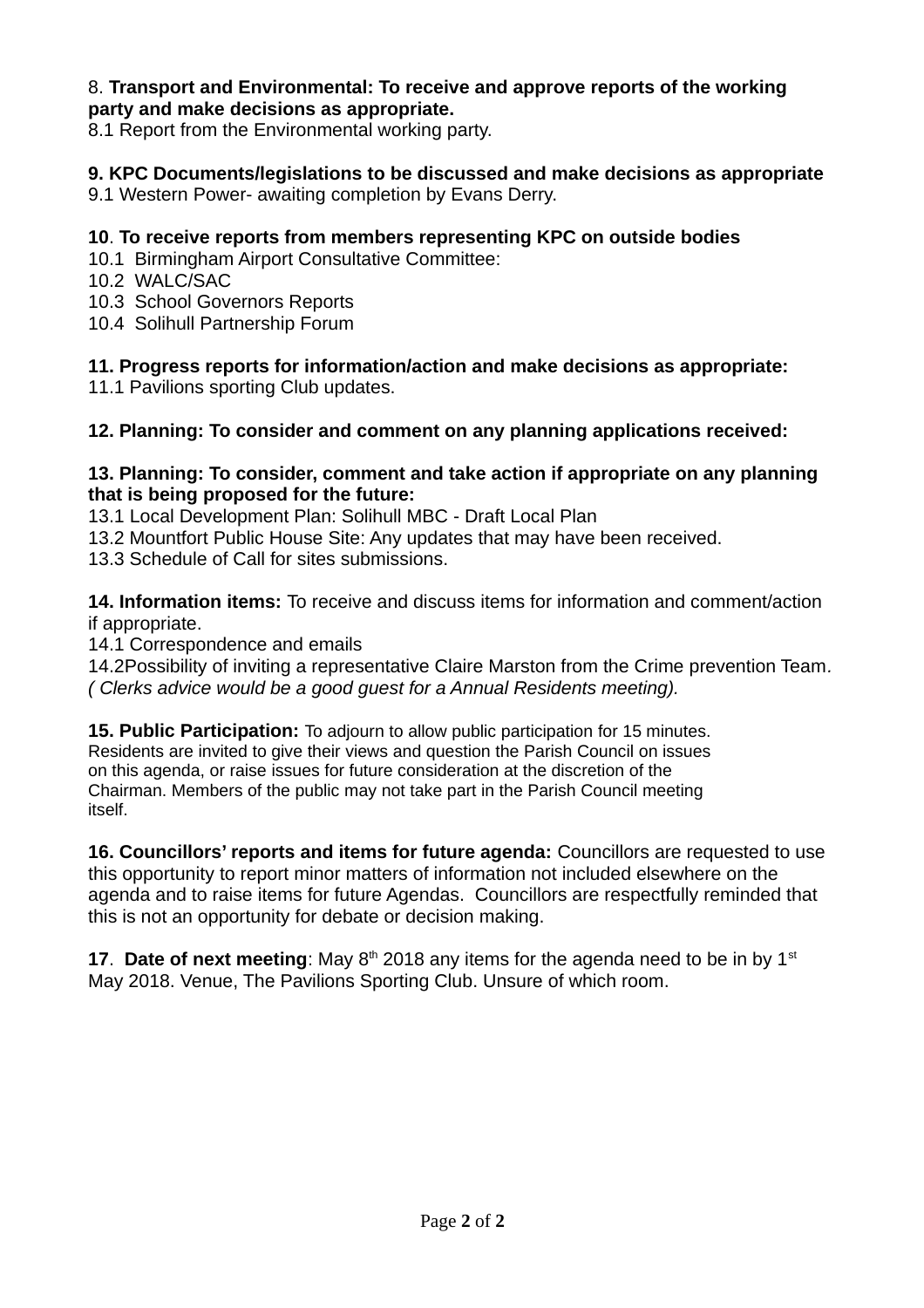8. **Transport and Environmental: To receive and approve reports of the working party and make decisions as appropriate.**
8.1 Report from the Environmental working party.

**9. KPC Documents/legislations to be discussed and make decisions as appropriate**
9.1 Western Power- awaiting completion by Evans Derry.

**10**. **To receive reports from members representing KPC on outside bodies**
10.1 Birmingham Airport Consultative Committee:
10.2 WALC/SAC
10.3 School Governors Reports
10.4 Solihull Partnership Forum

**11. Progress reports for information/action and make decisions as appropriate:**
11.1 Pavilions sporting Club updates.

**12. Planning: To consider and comment on any planning applications received:**

**13. Planning: To consider, comment and take action if appropriate on any planning that is being proposed for the future:**
13.1 Local Development Plan: Solihull MBC - Draft Local Plan
13.2 Mountfort Public House Site: Any updates that may have been received.
13.3 Schedule of Call for sites submissions.

**14. Information items:** To receive and discuss items for information and comment/action if appropriate.
14.1 Correspondence and emails
14.2Possibility of inviting a representative Claire Marston from the Crime prevention Team. *( Clerks advice would be a good guest for a Annual Residents meeting).*

**15. Public Participation:** To adjourn to allow public participation for 15 minutes. Residents are invited to give their views and question the Parish Council on issues on this agenda, or raise issues for future consideration at the discretion of the Chairman. Members of the public may not take part in the Parish Council meeting itself.

**16. Councillors' reports and items for future agenda:** Councillors are requested to use this opportunity to report minor matters of information not included elsewhere on the agenda and to raise items for future Agendas. Councillors are respectfully reminded that this is not an opportunity for debate or decision making.

**17**. **Date of next meeting**: May 8th 2018 any items for the agenda need to be in by 1st May 2018. Venue, The Pavilions Sporting Club. Unsure of which room.